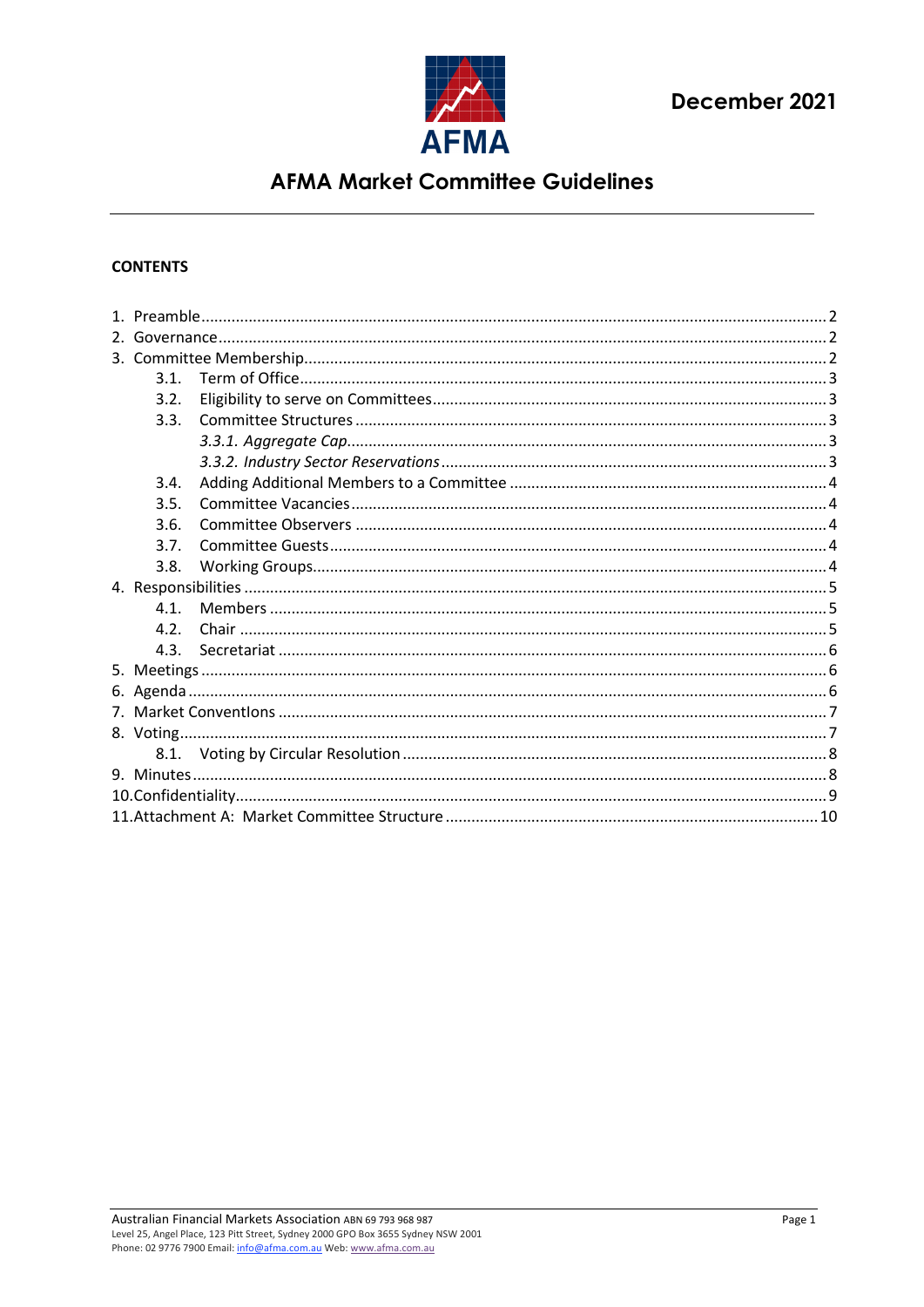December 2021

# AFMA Market Committee Guidelines

**CONTENTS**

1. Preamble ..... 2
2. Governance ..... 2
3. Committee Membership ..... 2
   - 3.1. Term of Office ..... 3
   - 3.2. Eligibility to serve on Committees ..... 3
   - 3.3. Committee Structures ..... 3
     - *3.3.1. Aggregate Cap* ..... 3
     - *3.3.2. Industry Sector Reservations* ..... 3
   - 3.4. Adding Additional Members to a Committee ..... 4
   - 3.5. Committee Vacancies ..... 4
   - 3.6. Committee Observers ..... 4
   - 3.7. Committee Guests ..... 4
   - 3.8. Working Groups ..... 4
4. Responsibilities ..... 5
   - 4.1. Members ..... 5
   - 4.2. Chair ..... 5
   - 4.3. Secretariat ..... 6
5. Meetings ..... 6
6. Agenda ..... 6
7. Market ConventIons ..... 7
8. Voting ..... 7
   - 8.1. Voting by Circular Resolution ..... 8
9. Minutes ..... 8
10. Confidentiality ..... 9
11. Attachment A: Market Committee Structure ..... 10

Australian Financial Markets Association ABN 69 793 968 987
Level 25, Angel Place, 123 Pitt Street, Sydney 2000 GPO Box 3655 Sydney NSW 2001
Phone: 02 9776 7900 Email: info@afma.com.au Web: www.afma.com.au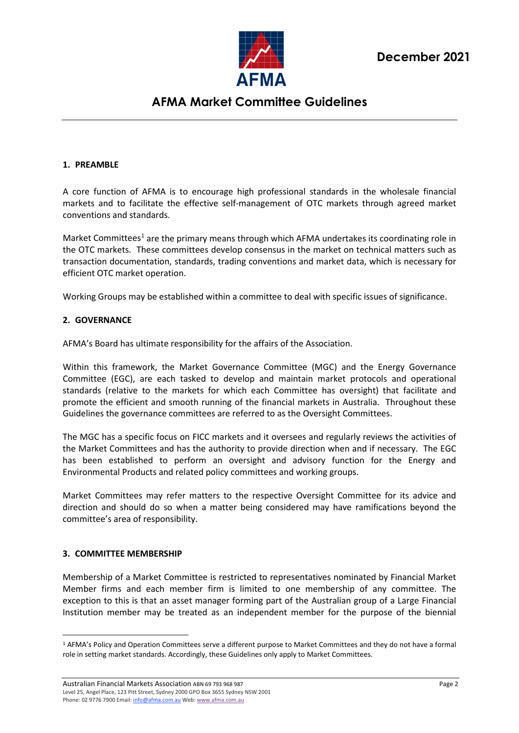December 2021

# AFMA Market Committee Guidelines

## 1. PREAMBLE

A core function of AFMA is to encourage high professional standards in the wholesale financial markets and to facilitate the effective self-management of OTC markets through agreed market conventions and standards.

Market Committees[1] are the primary means through which AFMA undertakes its coordinating role in the OTC markets. These committees develop consensus in the market on technical matters such as transaction documentation, standards, trading conventions and market data, which is necessary for efficient OTC market operation.

Working Groups may be established within a committee to deal with specific issues of significance.

## 2. GOVERNANCE

AFMA's Board has ultimate responsibility for the affairs of the Association.

Within this framework, the Market Governance Committee (MGC) and the Energy Governance Committee (EGC), are each tasked to develop and maintain market protocols and operational standards (relative to the markets for which each Committee has oversight) that facilitate and promote the efficient and smooth running of the financial markets in Australia. Throughout these Guidelines the governance committees are referred to as the Oversight Committees.

The MGC has a specific focus on FICC markets and it oversees and regularly reviews the activities of the Market Committees and has the authority to provide direction when and if necessary. The EGC has been established to perform an oversight and advisory function for the Energy and Environmental Products and related policy committees and working groups.

Market Committees may refer matters to the respective Oversight Committee for its advice and direction and should do so when a matter being considered may have ramifications beyond the committee's area of responsibility.

## 3. COMMITTEE MEMBERSHIP

Membership of a Market Committee is restricted to representatives nominated by Financial Market Member firms and each member firm is limited to one membership of any committee. The exception to this is that an asset manager forming part of the Australian group of a Large Financial Institution member may be treated as an independent member for the purpose of the biennial

[1] AFMA's Policy and Operation Committees serve a different purpose to Market Committees and they do not have a formal role in setting market standards. Accordingly, these Guidelines only apply to Market Committees.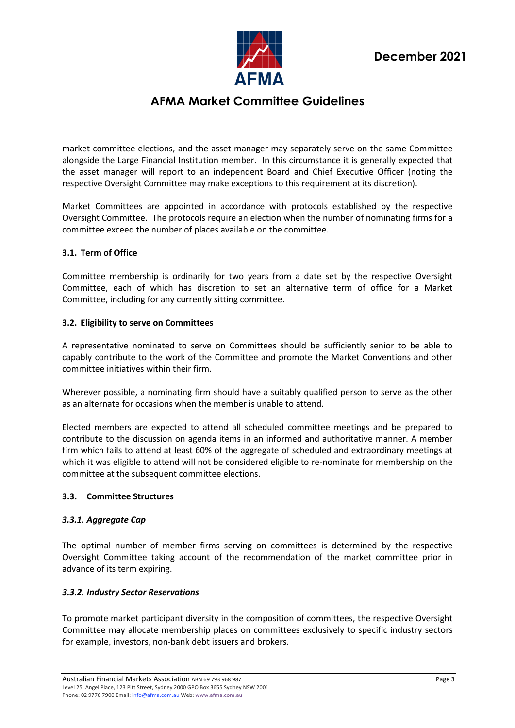market committee elections, and the asset manager may separately serve on the same Committee alongside the Large Financial Institution member. In this circumstance it is generally expected that the asset manager will report to an independent Board and Chief Executive Officer (noting the respective Oversight Committee may make exceptions to this requirement at its discretion).

Market Committees are appointed in accordance with protocols established by the respective Oversight Committee. The protocols require an election when the number of nominating firms for a committee exceed the number of places available on the committee.

### 3.1. Term of Office

Committee membership is ordinarily for two years from a date set by the respective Oversight Committee, each of which has discretion to set an alternative term of office for a Market Committee, including for any currently sitting committee.

### 3.2. Eligibility to serve on Committees

A representative nominated to serve on Committees should be sufficiently senior to be able to capably contribute to the work of the Committee and promote the Market Conventions and other committee initiatives within their firm.

Wherever possible, a nominating firm should have a suitably qualified person to serve as the other as an alternate for occasions when the member is unable to attend.

Elected members are expected to attend all scheduled committee meetings and be prepared to contribute to the discussion on agenda items in an informed and authoritative manner. A member firm which fails to attend at least 60% of the aggregate of scheduled and extraordinary meetings at which it was eligible to attend will not be considered eligible to re-nominate for membership on the committee at the subsequent committee elections.

### 3.3. Committee Structures

#### *3.3.1. Aggregate Cap*

The optimal number of member firms serving on committees is determined by the respective Oversight Committee taking account of the recommendation of the market committee prior in advance of its term expiring.

#### *3.3.2. Industry Sector Reservations*

To promote market participant diversity in the composition of committees, the respective Oversight Committee may allocate membership places on committees exclusively to specific industry sectors for example, investors, non-bank debt issuers and brokers.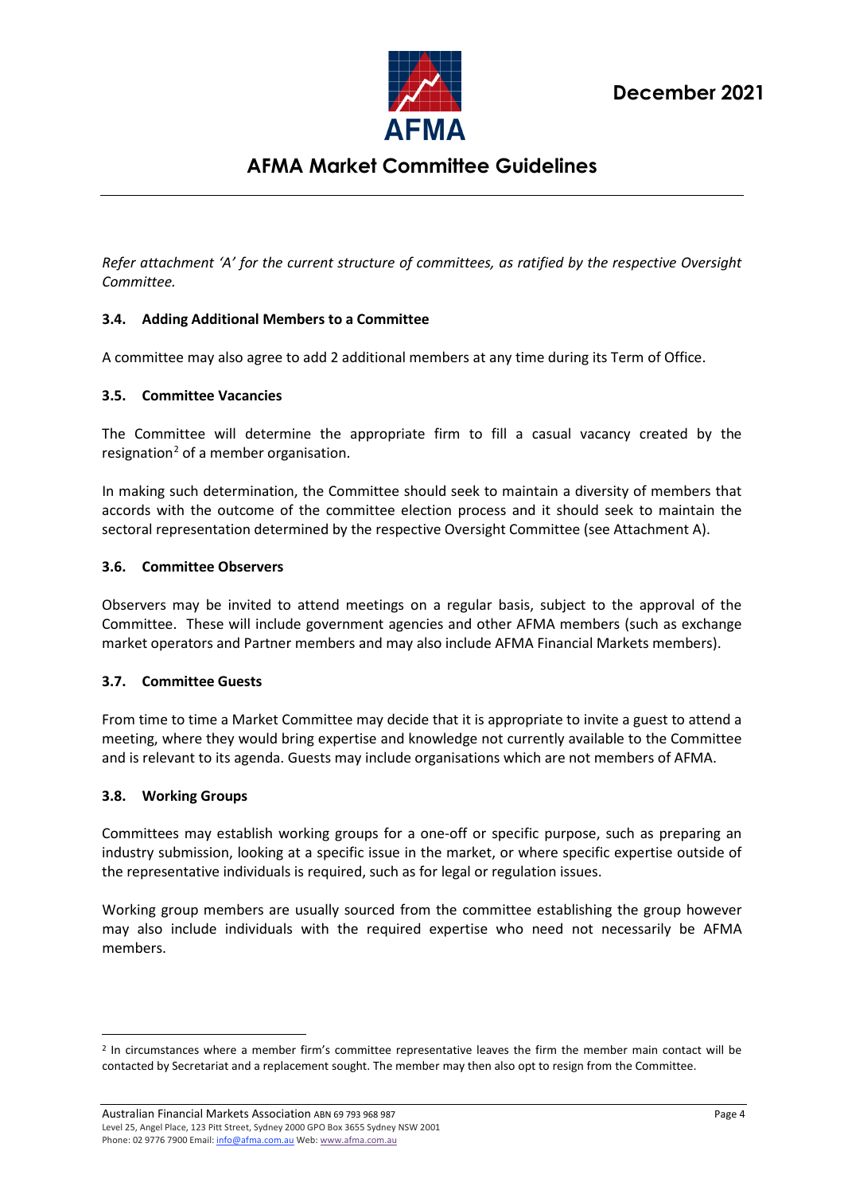*Refer attachment 'A' for the current structure of committees, as ratified by the respective Oversight Committee.*

### 3.4. Adding Additional Members to a Committee

A committee may also agree to add 2 additional members at any time during its Term of Office.

### 3.5. Committee Vacancies

The Committee will determine the appropriate firm to fill a casual vacancy created by the resignation[2] of a member organisation.

In making such determination, the Committee should seek to maintain a diversity of members that accords with the outcome of the committee election process and it should seek to maintain the sectoral representation determined by the respective Oversight Committee (see Attachment A).

### 3.6. Committee Observers

Observers may be invited to attend meetings on a regular basis, subject to the approval of the Committee. These will include government agencies and other AFMA members (such as exchange market operators and Partner members and may also include AFMA Financial Markets members).

### 3.7. Committee Guests

From time to time a Market Committee may decide that it is appropriate to invite a guest to attend a meeting, where they would bring expertise and knowledge not currently available to the Committee and is relevant to its agenda. Guests may include organisations which are not members of AFMA.

### 3.8. Working Groups

Committees may establish working groups for a one-off or specific purpose, such as preparing an industry submission, looking at a specific issue in the market, or where specific expertise outside of the representative individuals is required, such as for legal or regulation issues.

Working group members are usually sourced from the committee establishing the group however may also include individuals with the required expertise who need not necessarily be AFMA members.

---

[2] In circumstances where a member firm's committee representative leaves the firm the member main contact will be contacted by Secretariat and a replacement sought. The member may then also opt to resign from the Committee.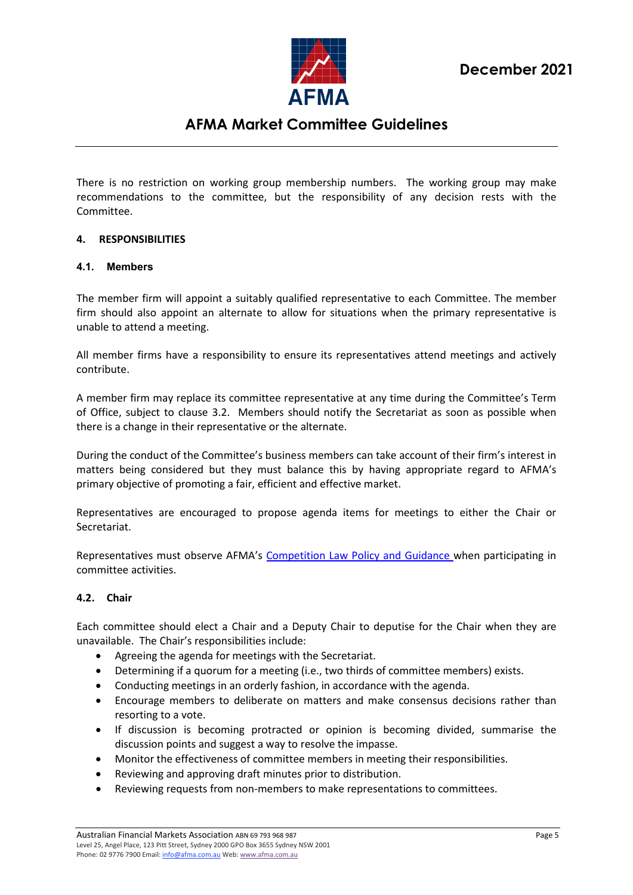There is no restriction on working group membership numbers. The working group may make recommendations to the committee, but the responsibility of any decision rests with the Committee.

## 4. RESPONSIBILITIES

### 4.1. Members

The member firm will appoint a suitably qualified representative to each Committee. The member firm should also appoint an alternate to allow for situations when the primary representative is unable to attend a meeting.

All member firms have a responsibility to ensure its representatives attend meetings and actively contribute.

A member firm may replace its committee representative at any time during the Committee's Term of Office, subject to clause 3.2. Members should notify the Secretariat as soon as possible when there is a change in their representative or the alternate.

During the conduct of the Committee's business members can take account of their firm's interest in matters being considered but they must balance this by having appropriate regard to AFMA's primary objective of promoting a fair, efficient and effective market.

Representatives are encouraged to propose agenda items for meetings to either the Chair or Secretariat.

Representatives must observe AFMA's Competition Law Policy and Guidance when participating in committee activities.

### 4.2. Chair

Each committee should elect a Chair and a Deputy Chair to deputise for the Chair when they are unavailable. The Chair's responsibilities include:

- Agreeing the agenda for meetings with the Secretariat.
- Determining if a quorum for a meeting (i.e., two thirds of committee members) exists.
- Conducting meetings in an orderly fashion, in accordance with the agenda.
- Encourage members to deliberate on matters and make consensus decisions rather than resorting to a vote.
- If discussion is becoming protracted or opinion is becoming divided, summarise the discussion points and suggest a way to resolve the impasse.
- Monitor the effectiveness of committee members in meeting their responsibilities.
- Reviewing and approving draft minutes prior to distribution.
- Reviewing requests from non-members to make representations to committees.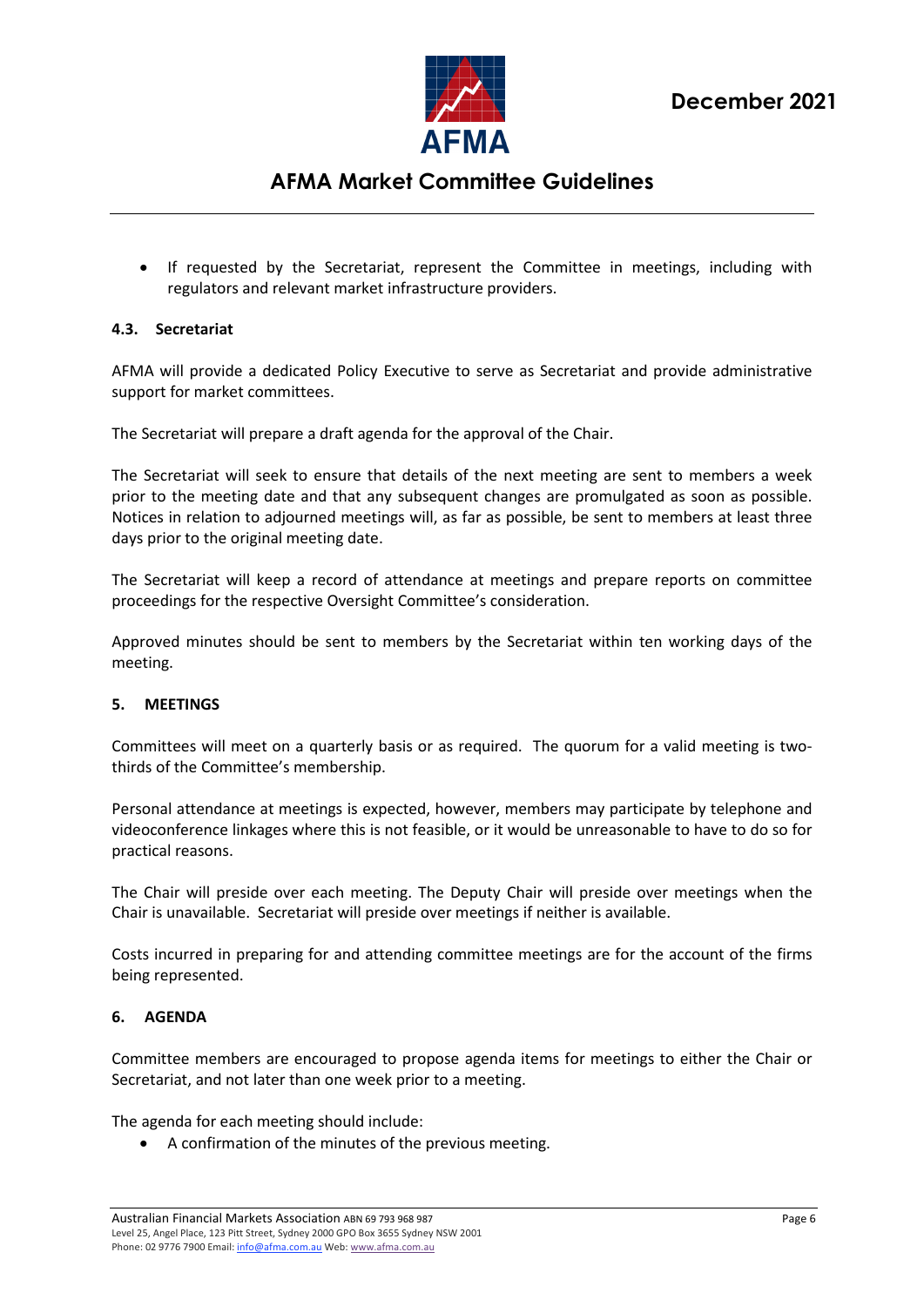- If requested by the Secretariat, represent the Committee in meetings, including with regulators and relevant market infrastructure providers.

### 4.3. Secretariat

AFMA will provide a dedicated Policy Executive to serve as Secretariat and provide administrative support for market committees.

The Secretariat will prepare a draft agenda for the approval of the Chair.

The Secretariat will seek to ensure that details of the next meeting are sent to members a week prior to the meeting date and that any subsequent changes are promulgated as soon as possible. Notices in relation to adjourned meetings will, as far as possible, be sent to members at least three days prior to the original meeting date.

The Secretariat will keep a record of attendance at meetings and prepare reports on committee proceedings for the respective Oversight Committee's consideration.

Approved minutes should be sent to members by the Secretariat within ten working days of the meeting.

## 5. MEETINGS

Committees will meet on a quarterly basis or as required. The quorum for a valid meeting is two-thirds of the Committee's membership.

Personal attendance at meetings is expected, however, members may participate by telephone and videoconference linkages where this is not feasible, or it would be unreasonable to have to do so for practical reasons.

The Chair will preside over each meeting. The Deputy Chair will preside over meetings when the Chair is unavailable. Secretariat will preside over meetings if neither is available.

Costs incurred in preparing for and attending committee meetings are for the account of the firms being represented.

## 6. AGENDA

Committee members are encouraged to propose agenda items for meetings to either the Chair or Secretariat, and not later than one week prior to a meeting.

The agenda for each meeting should include:

- A confirmation of the minutes of the previous meeting.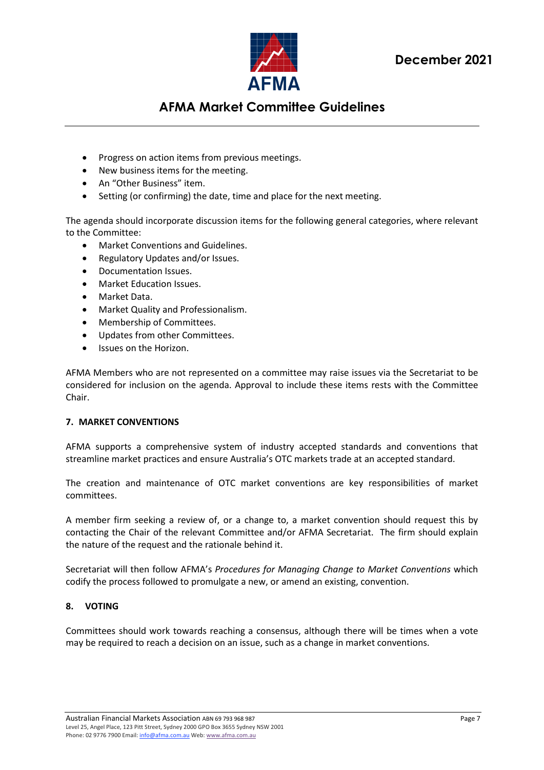- Progress on action items from previous meetings.
- New business items for the meeting.
- An "Other Business" item.
- Setting (or confirming) the date, time and place for the next meeting.

The agenda should incorporate discussion items for the following general categories, where relevant to the Committee:

- Market Conventions and Guidelines.
- Regulatory Updates and/or Issues.
- Documentation Issues.
- Market Education Issues.
- Market Data.
- Market Quality and Professionalism.
- Membership of Committees.
- Updates from other Committees.
- Issues on the Horizon.

AFMA Members who are not represented on a committee may raise issues via the Secretariat to be considered for inclusion on the agenda. Approval to include these items rests with the Committee Chair.

## 7. MARKET CONVENTIONS

AFMA supports a comprehensive system of industry accepted standards and conventions that streamline market practices and ensure Australia's OTC markets trade at an accepted standard.

The creation and maintenance of OTC market conventions are key responsibilities of market committees.

A member firm seeking a review of, or a change to, a market convention should request this by contacting the Chair of the relevant Committee and/or AFMA Secretariat. The firm should explain the nature of the request and the rationale behind it.

Secretariat will then follow AFMA's *Procedures for Managing Change to Market Conventions* which codify the process followed to promulgate a new, or amend an existing, convention.

## 8. VOTING

Committees should work towards reaching a consensus, although there will be times when a vote may be required to reach a decision on an issue, such as a change in market conventions.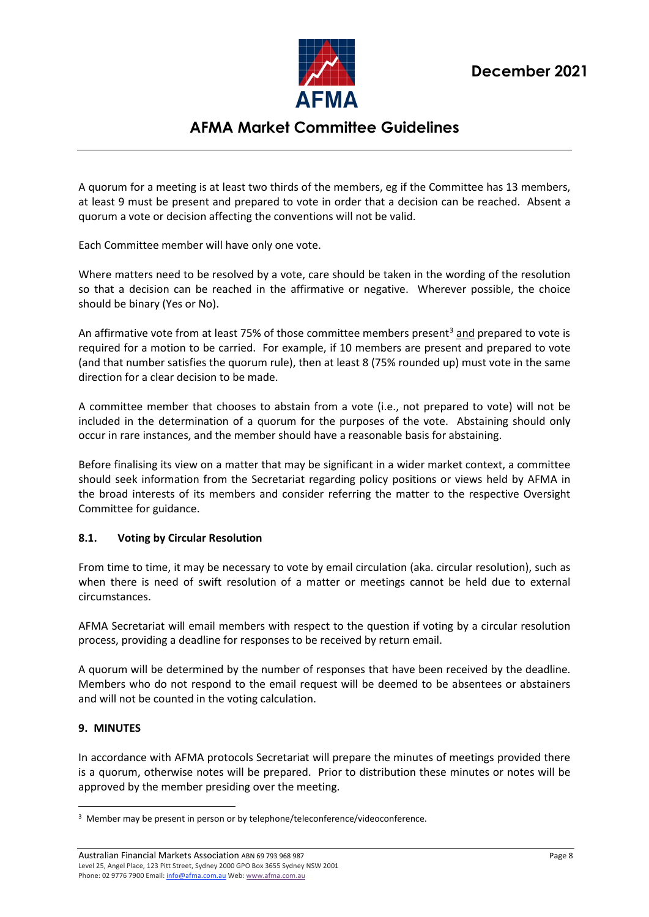A quorum for a meeting is at least two thirds of the members, eg if the Committee has 13 members, at least 9 must be present and prepared to vote in order that a decision can be reached. Absent a quorum a vote or decision affecting the conventions will not be valid.

Each Committee member will have only one vote.

Where matters need to be resolved by a vote, care should be taken in the wording of the resolution so that a decision can be reached in the affirmative or negative. Wherever possible, the choice should be binary (Yes or No).

An affirmative vote from at least 75% of those committee members present[3] and prepared to vote is required for a motion to be carried. For example, if 10 members are present and prepared to vote (and that number satisfies the quorum rule), then at least 8 (75% rounded up) must vote in the same direction for a clear decision to be made.

A committee member that chooses to abstain from a vote (i.e., not prepared to vote) will not be included in the determination of a quorum for the purposes of the vote. Abstaining should only occur in rare instances, and the member should have a reasonable basis for abstaining.

Before finalising its view on a matter that may be significant in a wider market context, a committee should seek information from the Secretariat regarding policy positions or views held by AFMA in the broad interests of its members and consider referring the matter to the respective Oversight Committee for guidance.

### 8.1. Voting by Circular Resolution

From time to time, it may be necessary to vote by email circulation (aka. circular resolution), such as when there is need of swift resolution of a matter or meetings cannot be held due to external circumstances.

AFMA Secretariat will email members with respect to the question if voting by a circular resolution process, providing a deadline for responses to be received by return email.

A quorum will be determined by the number of responses that have been received by the deadline. Members who do not respond to the email request will be deemed to be absentees or abstainers and will not be counted in the voting calculation.

## 9. MINUTES

In accordance with AFMA protocols Secretariat will prepare the minutes of meetings provided there is a quorum, otherwise notes will be prepared. Prior to distribution these minutes or notes will be approved by the member presiding over the meeting.

[3] Member may be present in person or by telephone/teleconference/videoconference.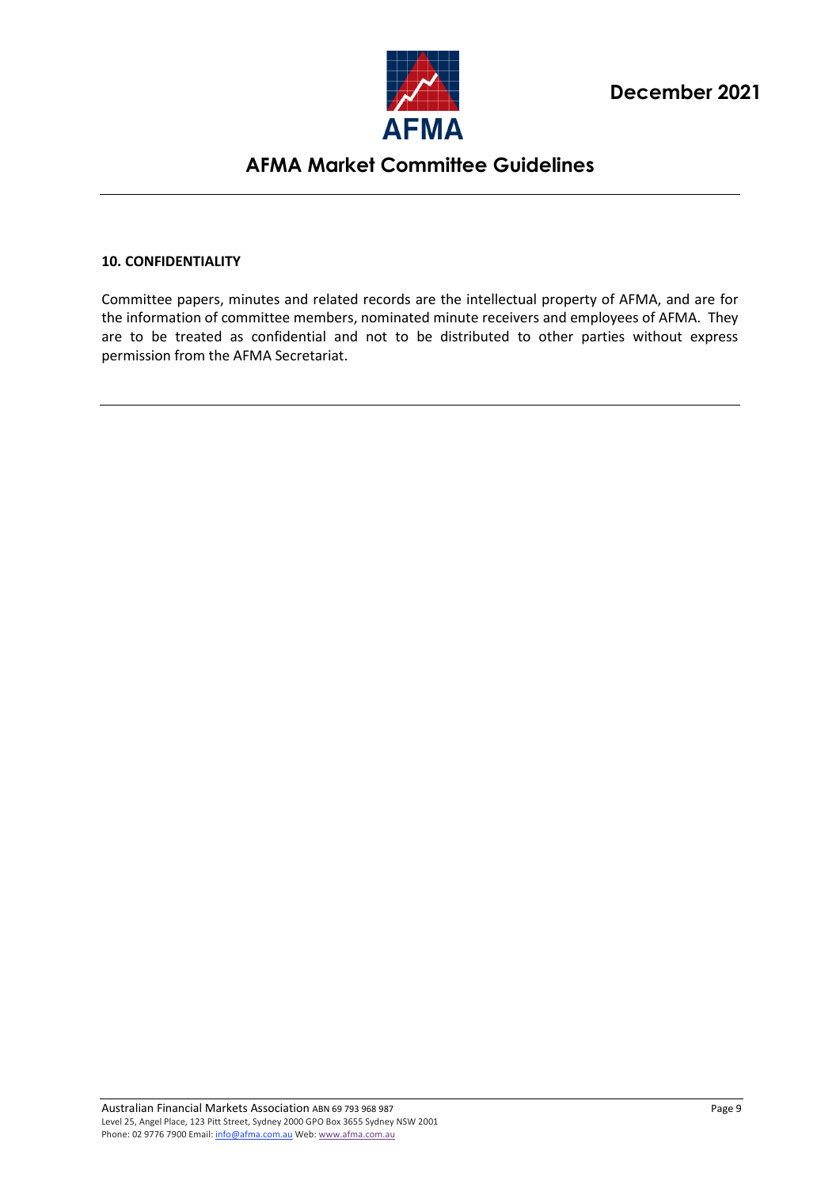## 10. CONFIDENTIALITY

Committee papers, minutes and related records are the intellectual property of AFMA, and are for the information of committee members, nominated minute receivers and employees of AFMA. They are to be treated as confidential and not to be distributed to other parties without express permission from the AFMA Secretariat.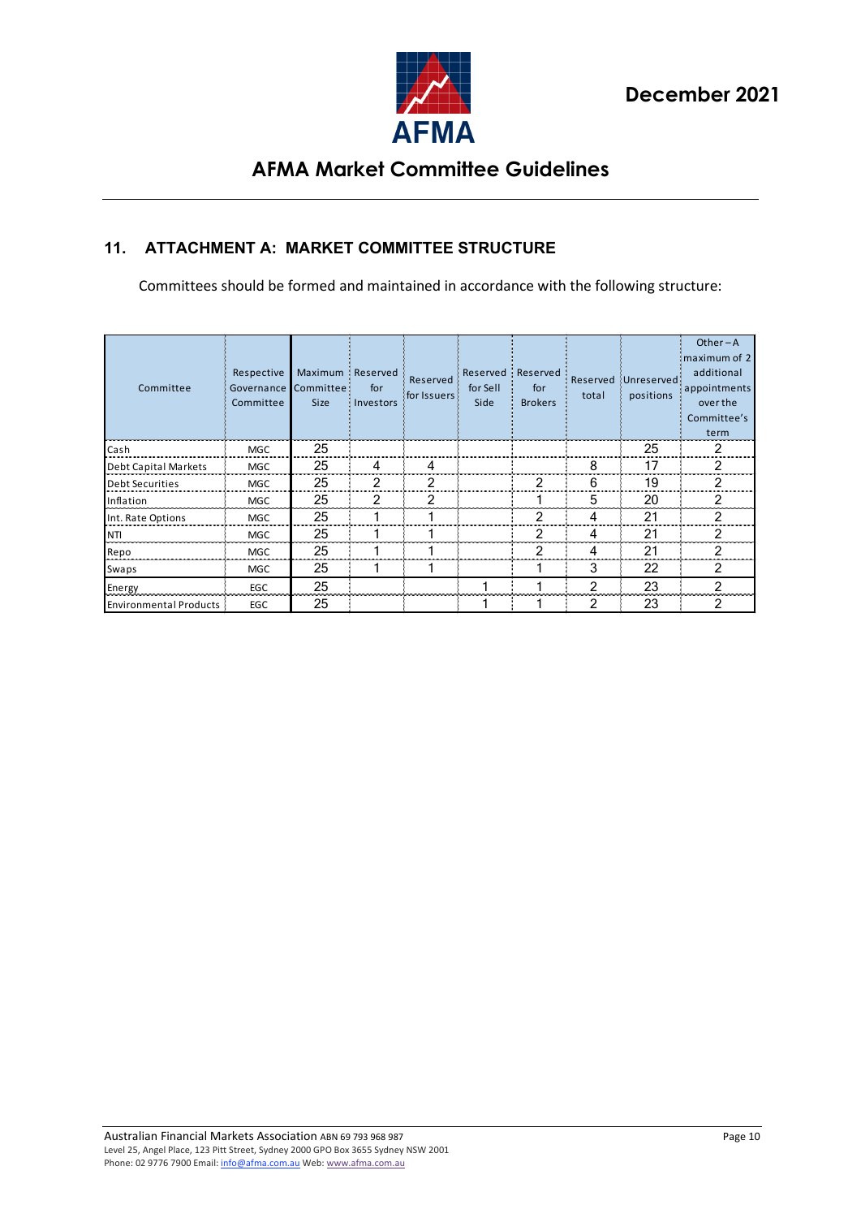## 11. ATTACHMENT A: MARKET COMMITTEE STRUCTURE

Committees should be formed and maintained in accordance with the following structure:

| Committee | Respective Governance Committee | Maximum Committee Size | Reserved for Investors | Reserved for Issuers | Reserved for Sell Side | Reserved for Brokers | Reserved total | Unreserved positions | Other – A maximum of 2 additional appointments over the Committee's term |
|---|---|---|---|---|---|---|---|---|---|
| Cash | MGC | 25 | | | | | | 25 | 2 |
| Debt Capital Markets | MGC | 25 | 4 | 4 | | | 8 | 17 | 2 |
| Debt Securities | MGC | 25 | 2 | 2 | | 2 | 6 | 19 | 2 |
| Inflation | MGC | 25 | 2 | 2 | | 1 | 5 | 20 | 2 |
| Int. Rate Options | MGC | 25 | 1 | 1 | | 2 | 4 | 21 | 2 |
| NTI | MGC | 25 | 1 | 1 | | 2 | 4 | 21 | 2 |
| Repo | MGC | 25 | 1 | 1 | | 2 | 4 | 21 | 2 |
| Swaps | MGC | 25 | 1 | 1 | | 1 | 3 | 22 | 2 |
| Energy | EGC | 25 | | | 1 | 1 | 2 | 23 | 2 |
| Environmental Products | EGC | 25 | | | 1 | 1 | 2 | 23 | 2 |